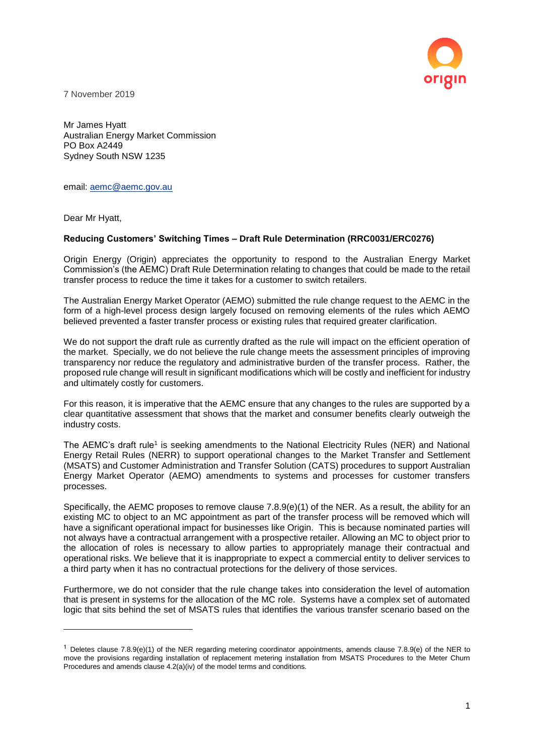7 November 2019

Mr James Hyatt
Australian Energy Market Commission
PO Box A2449
Sydney South NSW 1235

email: aemc@aemc.gov.au

Dear Mr Hyatt,

**Reducing Customers' Switching Times – Draft Rule Determination (RRC0031/ERC0276)**

Origin Energy (Origin) appreciates the opportunity to respond to the Australian Energy Market Commission's (the AEMC) Draft Rule Determination relating to changes that could be made to the retail transfer process to reduce the time it takes for a customer to switch retailers.

The Australian Energy Market Operator (AEMO) submitted the rule change request to the AEMC in the form of a high-level process design largely focused on removing elements of the rules which AEMO believed prevented a faster transfer process or existing rules that required greater clarification.

We do not support the draft rule as currently drafted as the rule will impact on the efficient operation of the market. Specially, we do not believe the rule change meets the assessment principles of improving transparency nor reduce the regulatory and administrative burden of the transfer process. Rather, the proposed rule change will result in significant modifications which will be costly and inefficient for industry and ultimately costly for customers.

For this reason, it is imperative that the AEMC ensure that any changes to the rules are supported by a clear quantitative assessment that shows that the market and consumer benefits clearly outweigh the industry costs.

The AEMC's draft rule[1] is seeking amendments to the National Electricity Rules (NER) and National Energy Retail Rules (NERR) to support operational changes to the Market Transfer and Settlement (MSATS) and Customer Administration and Transfer Solution (CATS) procedures to support Australian Energy Market Operator (AEMO) amendments to systems and processes for customer transfers processes.

Specifically, the AEMC proposes to remove clause 7.8.9(e)(1) of the NER. As a result, the ability for an existing MC to object to an MC appointment as part of the transfer process will be removed which will have a significant operational impact for businesses like Origin. This is because nominated parties will not always have a contractual arrangement with a prospective retailer. Allowing an MC to object prior to the allocation of roles is necessary to allow parties to appropriately manage their contractual and operational risks. We believe that it is inappropriate to expect a commercial entity to deliver services to a third party when it has no contractual protections for the delivery of those services.

Furthermore, we do not consider that the rule change takes into consideration the level of automation that is present in systems for the allocation of the MC role. Systems have a complex set of automated logic that sits behind the set of MSATS rules that identifies the various transfer scenario based on the

[1] Deletes clause 7.8.9(e)(1) of the NER regarding metering coordinator appointments, amends clause 7.8.9(e) of the NER to move the provisions regarding installation of replacement metering installation from MSATS Procedures to the Meter Churn Procedures and amends clause 4.2(a)(iv) of the model terms and conditions.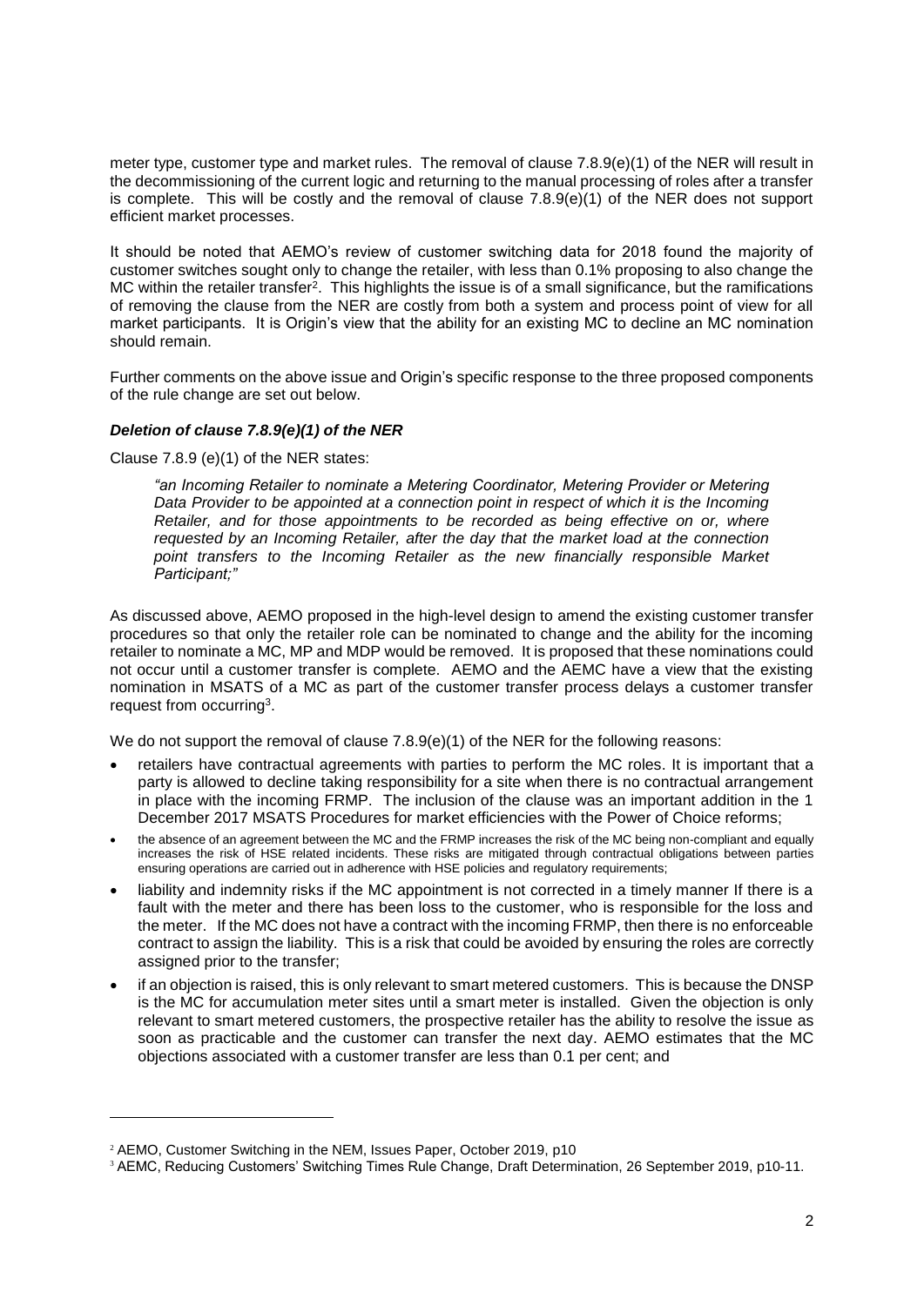meter type, customer type and market rules. The removal of clause 7.8.9(e)(1) of the NER will result in the decommissioning of the current logic and returning to the manual processing of roles after a transfer is complete. This will be costly and the removal of clause 7.8.9(e)(1) of the NER does not support efficient market processes.

It should be noted that AEMO's review of customer switching data for 2018 found the majority of customer switches sought only to change the retailer, with less than 0.1% proposing to also change the MC within the retailer transfer[2]. This highlights the issue is of a small significance, but the ramifications of removing the clause from the NER are costly from both a system and process point of view for all market participants. It is Origin's view that the ability for an existing MC to decline an MC nomination should remain.

Further comments on the above issue and Origin's specific response to the three proposed components of the rule change are set out below.

### *Deletion of clause 7.8.9(e)(1) of the NER*

Clause 7.8.9 (e)(1) of the NER states:

> *"an Incoming Retailer to nominate a Metering Coordinator, Metering Provider or Metering Data Provider to be appointed at a connection point in respect of which it is the Incoming Retailer, and for those appointments to be recorded as being effective on or, where requested by an Incoming Retailer, after the day that the market load at the connection point transfers to the Incoming Retailer as the new financially responsible Market Participant;"*

As discussed above, AEMO proposed in the high-level design to amend the existing customer transfer procedures so that only the retailer role can be nominated to change and the ability for the incoming retailer to nominate a MC, MP and MDP would be removed. It is proposed that these nominations could not occur until a customer transfer is complete. AEMO and the AEMC have a view that the existing nomination in MSATS of a MC as part of the customer transfer process delays a customer transfer request from occurring[3].

We do not support the removal of clause 7.8.9(e)(1) of the NER for the following reasons:

- retailers have contractual agreements with parties to perform the MC roles. It is important that a party is allowed to decline taking responsibility for a site when there is no contractual arrangement in place with the incoming FRMP. The inclusion of the clause was an important addition in the 1 December 2017 MSATS Procedures for market efficiencies with the Power of Choice reforms;
- the absence of an agreement between the MC and the FRMP increases the risk of the MC being non-compliant and equally increases the risk of HSE related incidents. These risks are mitigated through contractual obligations between parties ensuring operations are carried out in adherence with HSE policies and regulatory requirements;
- liability and indemnity risks if the MC appointment is not corrected in a timely manner If there is a fault with the meter and there has been loss to the customer, who is responsible for the loss and the meter. If the MC does not have a contract with the incoming FRMP, then there is no enforceable contract to assign the liability. This is a risk that could be avoided by ensuring the roles are correctly assigned prior to the transfer;
- if an objection is raised, this is only relevant to smart metered customers. This is because the DNSP is the MC for accumulation meter sites until a smart meter is installed. Given the objection is only relevant to smart metered customers, the prospective retailer has the ability to resolve the issue as soon as practicable and the customer can transfer the next day. AEMO estimates that the MC objections associated with a customer transfer are less than 0.1 per cent; and

---

[2] AEMO, Customer Switching in the NEM, Issues Paper, October 2019, p10

[3] AEMC, Reducing Customers' Switching Times Rule Change, Draft Determination, 26 September 2019, p10-11.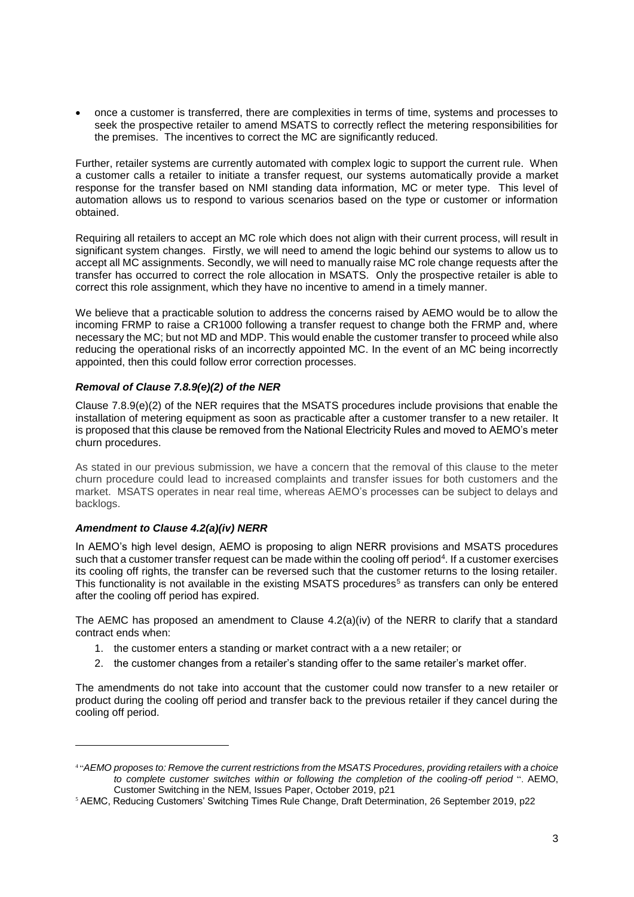- once a customer is transferred, there are complexities in terms of time, systems and processes to seek the prospective retailer to amend MSATS to correctly reflect the metering responsibilities for the premises. The incentives to correct the MC are significantly reduced.

Further, retailer systems are currently automated with complex logic to support the current rule. When a customer calls a retailer to initiate a transfer request, our systems automatically provide a market response for the transfer based on NMI standing data information, MC or meter type. This level of automation allows us to respond to various scenarios based on the type or customer or information obtained.

Requiring all retailers to accept an MC role which does not align with their current process, will result in significant system changes. Firstly, we will need to amend the logic behind our systems to allow us to accept all MC assignments. Secondly, we will need to manually raise MC role change requests after the transfer has occurred to correct the role allocation in MSATS. Only the prospective retailer is able to correct this role assignment, which they have no incentive to amend in a timely manner.

We believe that a practicable solution to address the concerns raised by AEMO would be to allow the incoming FRMP to raise a CR1000 following a transfer request to change both the FRMP and, where necessary the MC; but not MD and MDP. This would enable the customer transfer to proceed while also reducing the operational risks of an incorrectly appointed MC. In the event of an MC being incorrectly appointed, then this could follow error correction processes.

### *Removal of Clause 7.8.9(e)(2) of the NER*

Clause 7.8.9(e)(2) of the NER requires that the MSATS procedures include provisions that enable the installation of metering equipment as soon as practicable after a customer transfer to a new retailer. It is proposed that this clause be removed from the National Electricity Rules and moved to AEMO's meter churn procedures.

As stated in our previous submission, we have a concern that the removal of this clause to the meter churn procedure could lead to increased complaints and transfer issues for both customers and the market. MSATS operates in near real time, whereas AEMO's processes can be subject to delays and backlogs.

### *Amendment to Clause 4.2(a)(iv) NERR*

In AEMO's high level design, AEMO is proposing to align NERR provisions and MSATS procedures such that a customer transfer request can be made within the cooling off period[4]. If a customer exercises its cooling off rights, the transfer can be reversed such that the customer returns to the losing retailer. This functionality is not available in the existing MSATS procedures[5] as transfers can only be entered after the cooling off period has expired.

The AEMC has proposed an amendment to Clause 4.2(a)(iv) of the NERR to clarify that a standard contract ends when:

1. the customer enters a standing or market contract with a a new retailer; or
2. the customer changes from a retailer's standing offer to the same retailer's market offer.

The amendments do not take into account that the customer could now transfer to a new retailer or product during the cooling off period and transfer back to the previous retailer if they cancel during the cooling off period.

---

[4] "*AEMO proposes to: Remove the current restrictions from the MSATS Procedures, providing retailers with a choice to complete customer switches within or following the completion of the cooling-off period* ". AEMO, Customer Switching in the NEM, Issues Paper, October 2019, p21

[5] AEMC, Reducing Customers' Switching Times Rule Change, Draft Determination, 26 September 2019, p22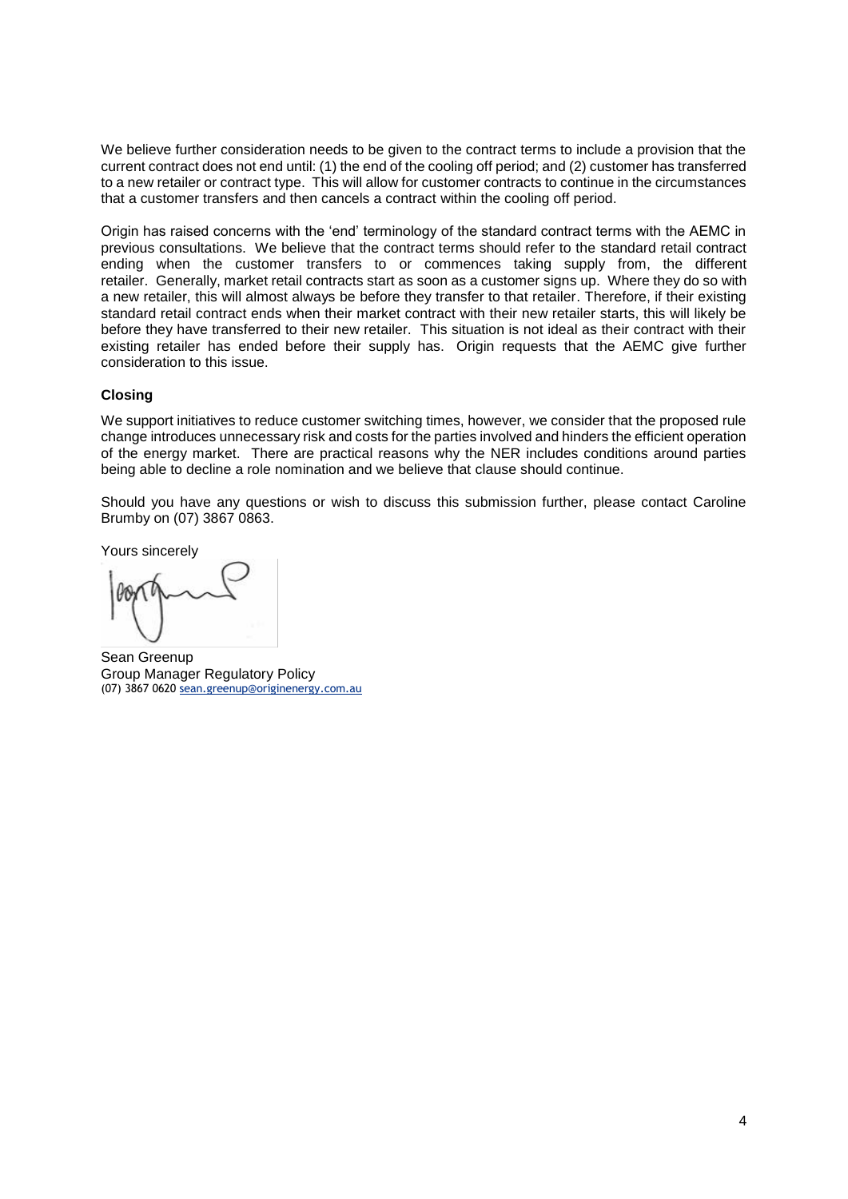We believe further consideration needs to be given to the contract terms to include a provision that the current contract does not end until: (1) the end of the cooling off period; and (2) customer has transferred to a new retailer or contract type. This will allow for customer contracts to continue in the circumstances that a customer transfers and then cancels a contract within the cooling off period.

Origin has raised concerns with the 'end' terminology of the standard contract terms with the AEMC in previous consultations. We believe that the contract terms should refer to the standard retail contract ending when the customer transfers to or commences taking supply from, the different retailer. Generally, market retail contracts start as soon as a customer signs up. Where they do so with a new retailer, this will almost always be before they transfer to that retailer. Therefore, if their existing standard retail contract ends when their market contract with their new retailer starts, this will likely be before they have transferred to their new retailer. This situation is not ideal as their contract with their existing retailer has ended before their supply has. Origin requests that the AEMC give further consideration to this issue.

**Closing**

We support initiatives to reduce customer switching times, however, we consider that the proposed rule change introduces unnecessary risk and costs for the parties involved and hinders the efficient operation of the energy market. There are practical reasons why the NER includes conditions around parties being able to decline a role nomination and we believe that clause should continue.

Should you have any questions or wish to discuss this submission further, please contact Caroline Brumby on (07) 3867 0863.

Yours sincerely

Sean Greenup
Group Manager Regulatory Policy
(07) 3867 0620 sean.greenup@originenergy.com.au